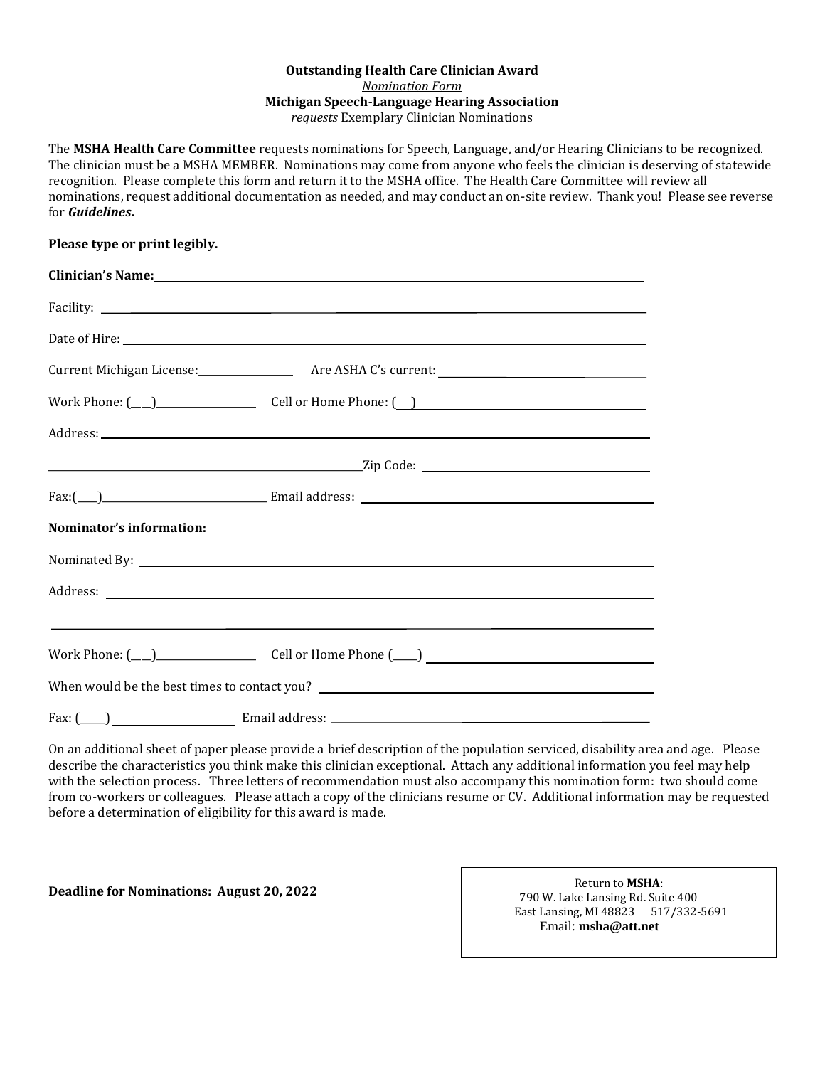**Outstanding Health Care Clinician Award**

*Nomination Form*

**Michigan Speech-Language Hearing Association**

*requests* Exemplary Clinician Nominations

The **MSHA Health Care Committee** requests nominations for Speech, Language, and/or Hearing Clinicians to be recognized. The clinician must be a MSHA MEMBER. Nominations may come from anyone who feels the clinician is deserving of statewide recognition. Please complete this form and return it to the MSHA office. The Health Care Committee will review all nominations, request additional documentation as needed, and may conduct an on-site review. Thank you! Please see reverse for ***Guidelines*.**

**Please type or print legibly.**

**Clinician's Name:** ______________________________

Facility: ______________________________

Date of Hire: ______________________________

Current Michigan License: ______________ Are ASHA C's current: ______________

Work Phone: (___)______________ Cell or Home Phone: (__)______________

Address: ______________________________

______________________________ Zip Code: ______________

Fax:(___)______________ Email address: ______________

**Nominator's information:**

Nominated By: ______________________________

Address: ______________________________

______________________________

Work Phone: (___)______________ Cell or Home Phone (____) ______________

When would be the best times to contact you? ______________________________

Fax: (____) ______________ Email address: ______________

On an additional sheet of paper please provide a brief description of the population serviced, disability area and age. Please describe the characteristics you think make this clinician exceptional. Attach any additional information you feel may help with the selection process. Three letters of recommendation must also accompany this nomination form: two should come from co-workers or colleagues. Please attach a copy of the clinicians resume or CV. Additional information may be requested before a determination of eligibility for this award is made.

**Deadline for Nominations: August 20, 2022**

Return to **MSHA**:
790 W. Lake Lansing Rd. Suite 400
East Lansing, MI 48823 517/332-5691
Email: **msha@att.net**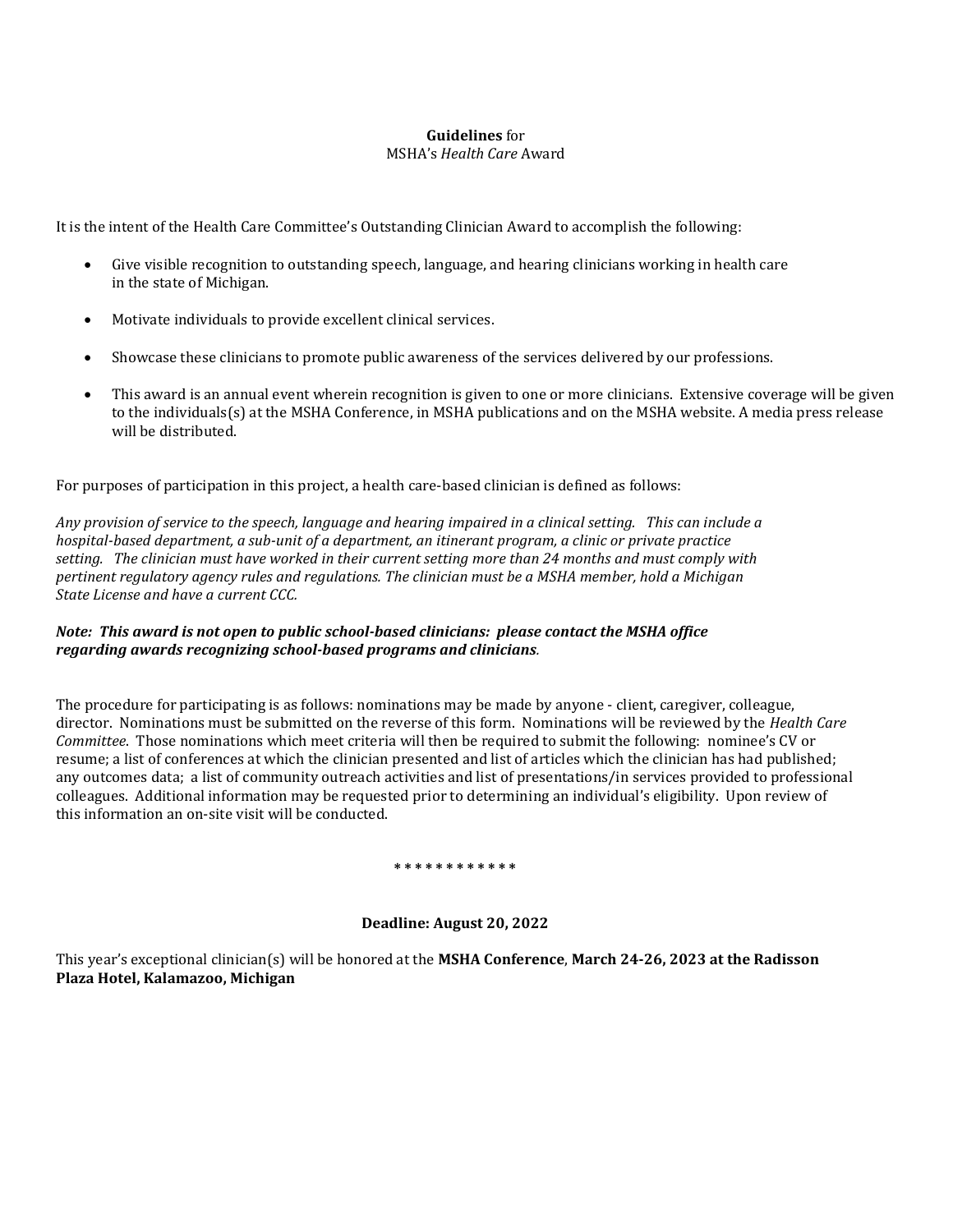**Guidelines** for
MSHA's *Health Care* Award

It is the intent of the Health Care Committee's Outstanding Clinician Award to accomplish the following:

- Give visible recognition to outstanding speech, language, and hearing clinicians working in health care in the state of Michigan.
- Motivate individuals to provide excellent clinical services.
- Showcase these clinicians to promote public awareness of the services delivered by our professions.
- This award is an annual event wherein recognition is given to one or more clinicians. Extensive coverage will be given to the individuals(s) at the MSHA Conference, in MSHA publications and on the MSHA website. A media press release will be distributed.

For purposes of participation in this project, a health care-based clinician is defined as follows:

*Any provision of service to the speech, language and hearing impaired in a clinical setting. This can include a hospital-based department, a sub-unit of a department, an itinerant program, a clinic or private practice setting. The clinician must have worked in their current setting more than 24 months and must comply with pertinent regulatory agency rules and regulations. The clinician must be a MSHA member, hold a Michigan State License and have a current CCC.*

***Note: This award is not open to public school-based clinicians: please contact the MSHA office regarding awards recognizing school-based programs and clinicians*.**

The procedure for participating is as follows: nominations may be made by anyone - client, caregiver, colleague, director. Nominations must be submitted on the reverse of this form. Nominations will be reviewed by the *Health Care Committee*. Those nominations which meet criteria will then be required to submit the following: nominee's CV or resume; a list of conferences at which the clinician presented and list of articles which the clinician has had published; any outcomes data; a list of community outreach activities and list of presentations/in services provided to professional colleagues. Additional information may be requested prior to determining an individual's eligibility. Upon review of this information an on-site visit will be conducted.

\* \* \* \* \* \* \* \* \* \* \* \*

**Deadline: August 20, 2022**

This year's exceptional clinician(s) will be honored at the **MSHA Conference**, **March 24-26, 2023 at the Radisson Plaza Hotel, Kalamazoo, Michigan**